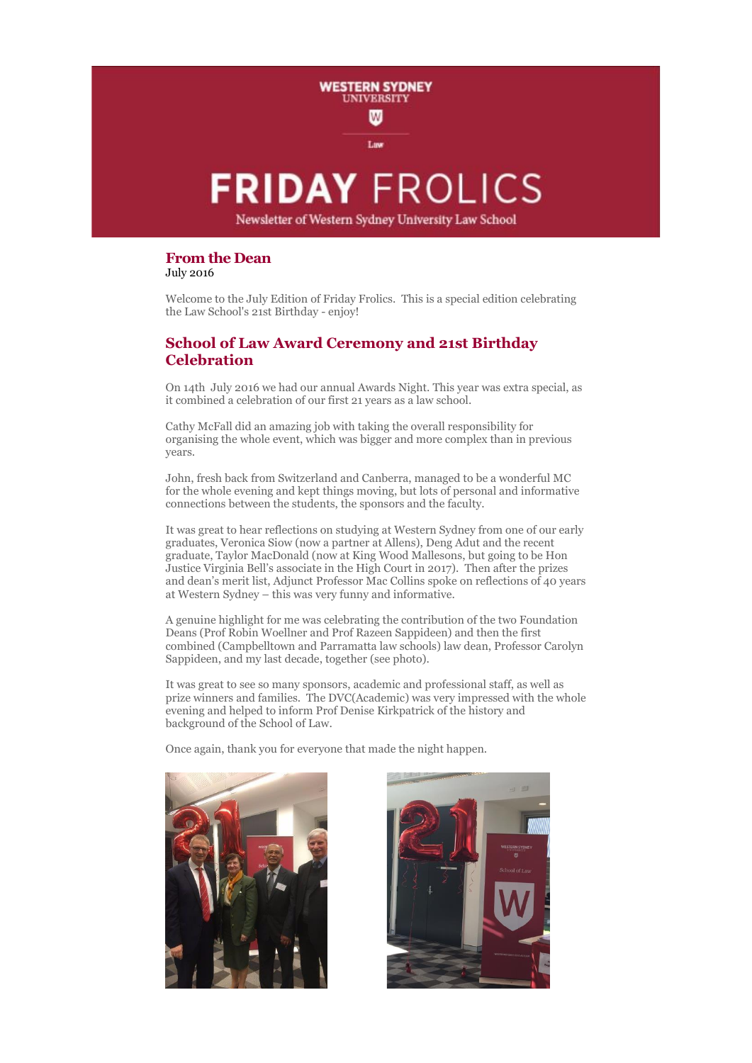# FRIDAY FROLICS

Newsletter of Western Sydney University Law School

## From the Dean

July 2016

Welcome to the July Edition of Friday Frolics. This is a special edition celebrating the Law School's 21st Birthday - enjoy!

## School of Law Award Ceremony and 21st Birthday Celebration

On 14th July 2016 we had our annual Awards Night. This year was extra special, as it combined a celebration of our first 21 years as a law school.

Cathy McFall did an amazing job with taking the overall responsibility for organising the whole event, which was bigger and more complex than in previous years.

John, fresh back from Switzerland and Canberra, managed to be a wonderful MC for the whole evening and kept things moving, but lots of personal and informative connections between the students, the sponsors and the faculty.

It was great to hear reflections on studying at Western Sydney from one of our early graduates, Veronica Siow (now a partner at Allens), Deng Adut and the recent graduate, Taylor MacDonald (now at King Wood Mallesons, but going to be Hon Justice Virginia Bell's associate in the High Court in 2017). Then after the prizes and dean's merit list, Adjunct Professor Mac Collins spoke on reflections of 40 years at Western Sydney – this was very funny and informative.

A genuine highlight for me was celebrating the contribution of the two Foundation Deans (Prof Robin Woellner and Prof Razeen Sappideen) and then the first combined (Campbelltown and Parramatta law schools) law dean, Professor Carolyn Sappideen, and my last decade, together (see photo).

It was great to see so many sponsors, academic and professional staff, as well as prize winners and families. The DVC(Academic) was very impressed with the whole evening and helped to inform Prof Denise Kirkpatrick of the history and background of the School of Law.

Once again, thank you for everyone that made the night happen.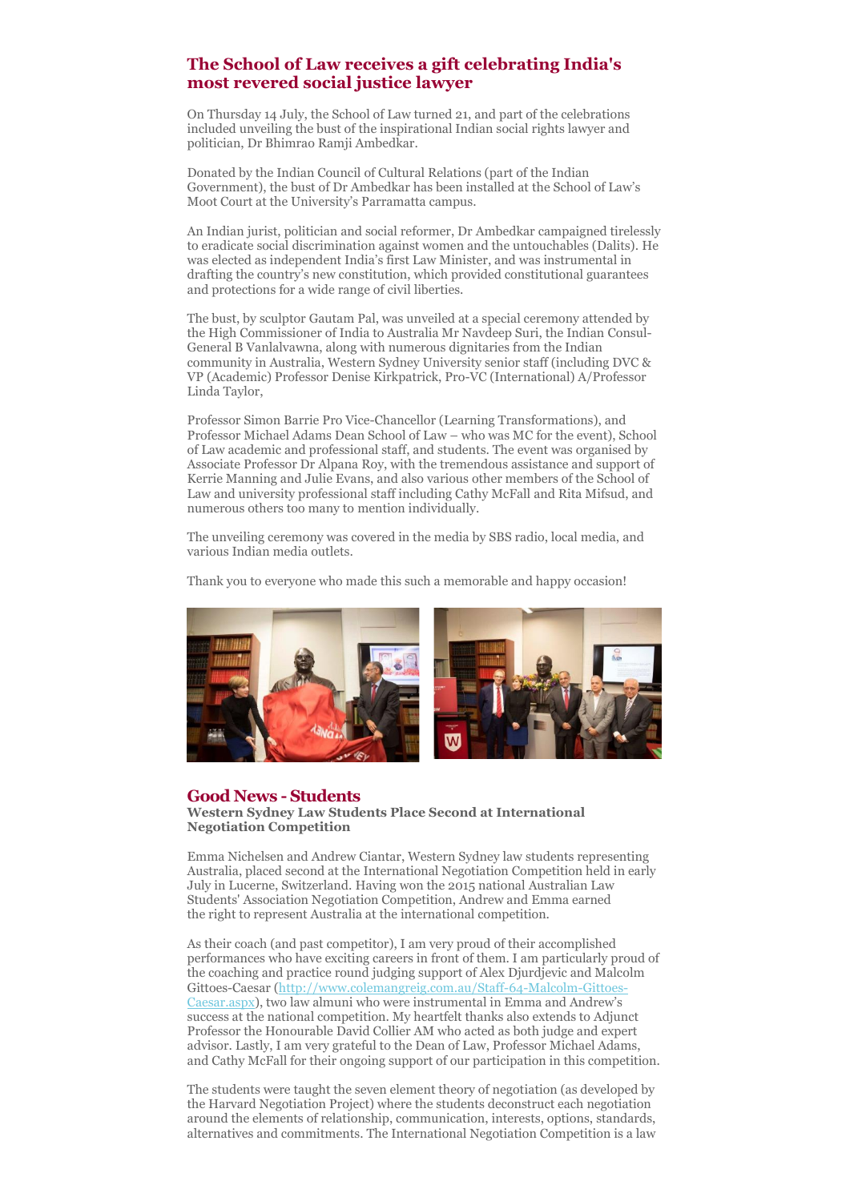## The School of Law receives a gift celebrating India's most revered social justice lawyer

On Thursday 14 July, the School of Law turned 21, and part of the celebrations included unveiling the bust of the inspirational Indian social rights lawyer and politician, Dr Bhimrao Ramji Ambedkar.

Donated by the Indian Council of Cultural Relations (part of the Indian Government), the bust of Dr Ambedkar has been installed at the School of Law's Moot Court at the University's Parramatta campus.

An Indian jurist, politician and social reformer, Dr Ambedkar campaigned tirelessly to eradicate social discrimination against women and the untouchables (Dalits). He was elected as independent India's first Law Minister, and was instrumental in drafting the country's new constitution, which provided constitutional guarantees and protections for a wide range of civil liberties.

The bust, by sculptor Gautam Pal, was unveiled at a special ceremony attended by the High Commissioner of India to Australia Mr Navdeep Suri, the Indian Consul-General B Vanlalvawna, along with numerous dignitaries from the Indian community in Australia, Western Sydney University senior staff (including DVC & VP (Academic) Professor Denise Kirkpatrick, Pro-VC (International) A/Professor Linda Taylor,

Professor Simon Barrie Pro Vice-Chancellor (Learning Transformations), and Professor Michael Adams Dean School of Law – who was MC for the event), School of Law academic and professional staff, and students. The event was organised by Associate Professor Dr Alpana Roy, with the tremendous assistance and support of Kerrie Manning and Julie Evans, and also various other members of the School of Law and university professional staff including Cathy McFall and Rita Mifsud, and numerous others too many to mention individually.

The unveiling ceremony was covered in the media by SBS radio, local media, and various Indian media outlets.

Thank you to everyone who made this such a memorable and happy occasion!

## Good News - Students

**Western Sydney Law Students Place Second at International Negotiation Competition**

Emma Nichelsen and Andrew Ciantar, Western Sydney law students representing Australia, placed second at the International Negotiation Competition held in early July in Lucerne, Switzerland. Having won the 2015 national Australian Law Students' Association Negotiation Competition, Andrew and Emma earned the right to represent Australia at the international competition.

As their coach (and past competitor), I am very proud of their accomplished performances who have exciting careers in front of them. I am particularly proud of the coaching and practice round judging support of Alex Djurdjevic and Malcolm Gittoes-Caesar (http://www.colemangreig.com.au/Staff-64-Malcolm-Gittoes-Caesar.aspx), two law almuni who were instrumental in Emma and Andrew's success at the national competition. My heartfelt thanks also extends to Adjunct Professor the Honourable David Collier AM who acted as both judge and expert advisor. Lastly, I am very grateful to the Dean of Law, Professor Michael Adams, and Cathy McFall for their ongoing support of our participation in this competition.

The students were taught the seven element theory of negotiation (as developed by the Harvard Negotiation Project) where the students deconstruct each negotiation around the elements of relationship, communication, interests, options, standards, alternatives and commitments. The International Negotiation Competition is a law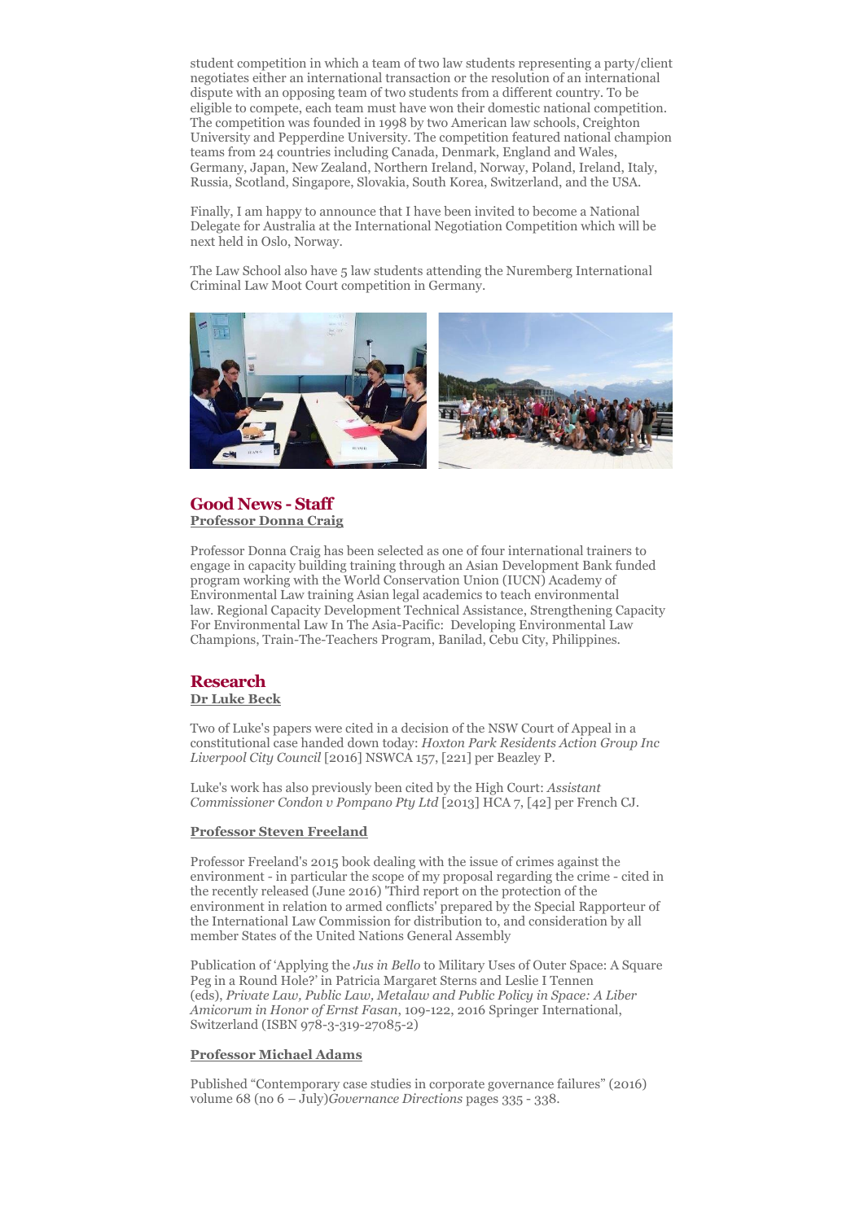student competition in which a team of two law students representing a party/client negotiates either an international transaction or the resolution of an international dispute with an opposing team of two students from a different country. To be eligible to compete, each team must have won their domestic national competition. The competition was founded in 1998 by two American law schools, Creighton University and Pepperdine University. The competition featured national champion teams from 24 countries including Canada, Denmark, England and Wales, Germany, Japan, New Zealand, Northern Ireland, Norway, Poland, Ireland, Italy, Russia, Scotland, Singapore, Slovakia, South Korea, Switzerland, and the USA.

Finally, I am happy to announce that I have been invited to become a National Delegate for Australia at the International Negotiation Competition which will be next held in Oslo, Norway.

The Law School also have 5 law students attending the Nuremberg International Criminal Law Moot Court competition in Germany.

## Good News - Staff

**Professor Donna Craig**

Professor Donna Craig has been selected as one of four international trainers to engage in capacity building training through an Asian Development Bank funded program working with the World Conservation Union (IUCN) Academy of Environmental Law training Asian legal academics to teach environmental law. Regional Capacity Development Technical Assistance, Strengthening Capacity For Environmental Law In The Asia-Pacific: Developing Environmental Law Champions, Train-The-Teachers Program, Banilad, Cebu City, Philippines.

## Research

**Dr Luke Beck**

Two of Luke's papers were cited in a decision of the NSW Court of Appeal in a constitutional case handed down today: *Hoxton Park Residents Action Group Inc Liverpool City Council* [2016] NSWCA 157, [221] per Beazley P.

Luke's work has also previously been cited by the High Court: *Assistant Commissioner Condon v Pompano Pty Ltd* [2013] HCA 7, [42] per French CJ.

**Professor Steven Freeland**

Professor Freeland's 2015 book dealing with the issue of crimes against the environment - in particular the scope of my proposal regarding the crime - cited in the recently released (June 2016) 'Third report on the protection of the environment in relation to armed conflicts' prepared by the Special Rapporteur of the International Law Commission for distribution to, and consideration by all member States of the United Nations General Assembly

Publication of 'Applying the *Jus in Bello* to Military Uses of Outer Space: A Square Peg in a Round Hole?' in Patricia Margaret Sterns and Leslie I Tennen (eds), *Private Law, Public Law, Metalaw and Public Policy in Space: A Liber Amicorum in Honor of Ernst Fasan*, 109-122, 2016 Springer International, Switzerland (ISBN 978-3-319-27085-2)

**Professor Michael Adams**

Published "Contemporary case studies in corporate governance failures" (2016) volume 68 (no 6 – July)*Governance Directions* pages 335 - 338.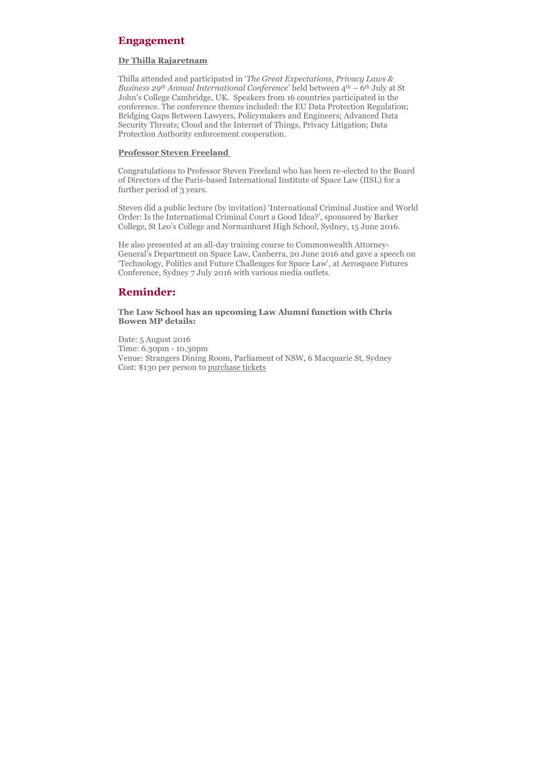## Engagement

**Dr Thilla Rajaretnam**

Thilla attended and participated in '*The Great Expectations, Privacy Laws & Business 29th Annual International Conference*' held between 4th – 6th July at St John's College Cambridge, UK. Speakers from 16 countries participated in the conference. The conference themes included: the EU Data Protection Regulation; Bridging Gaps Between Lawyers, Policymakers and Engineers; Advanced Data Security Threats; Cloud and the Internet of Things, Privacy Litigation; Data Protection Authority enforcement cooperation.

**Professor Steven Freeland**

Congratulations to Professor Steven Freeland who has been re-elected to the Board of Directors of the Paris-based International Institute of Space Law (IISL) for a further period of 3 years.

Steven did a public lecture (by invitation) 'International Criminal Justice and World Order: Is the International Criminal Court a Good Idea?', sponsored by Barker College, St Leo's College and Normanhurst High School, Sydney, 15 June 2016.

He also presented at an all-day training course to Commonwealth Attorney-General's Department on Space Law, Canberra, 20 June 2016 and gave a speech on 'Technology, Politics and Future Challenges for Space Law', at Aerospace Futures Conference, Sydney 7 July 2016 with various media outlets.

## Reminder:

**The Law School has an upcoming Law Alumni function with Chris Bowen MP details:**

Date: 5 August 2016
Time: 6.30pm - 10.30pm
Venue: Strangers Dining Room, Parliament of NSW, 6 Macquarie St, Sydney
Cost: $130 per person to purchase tickets